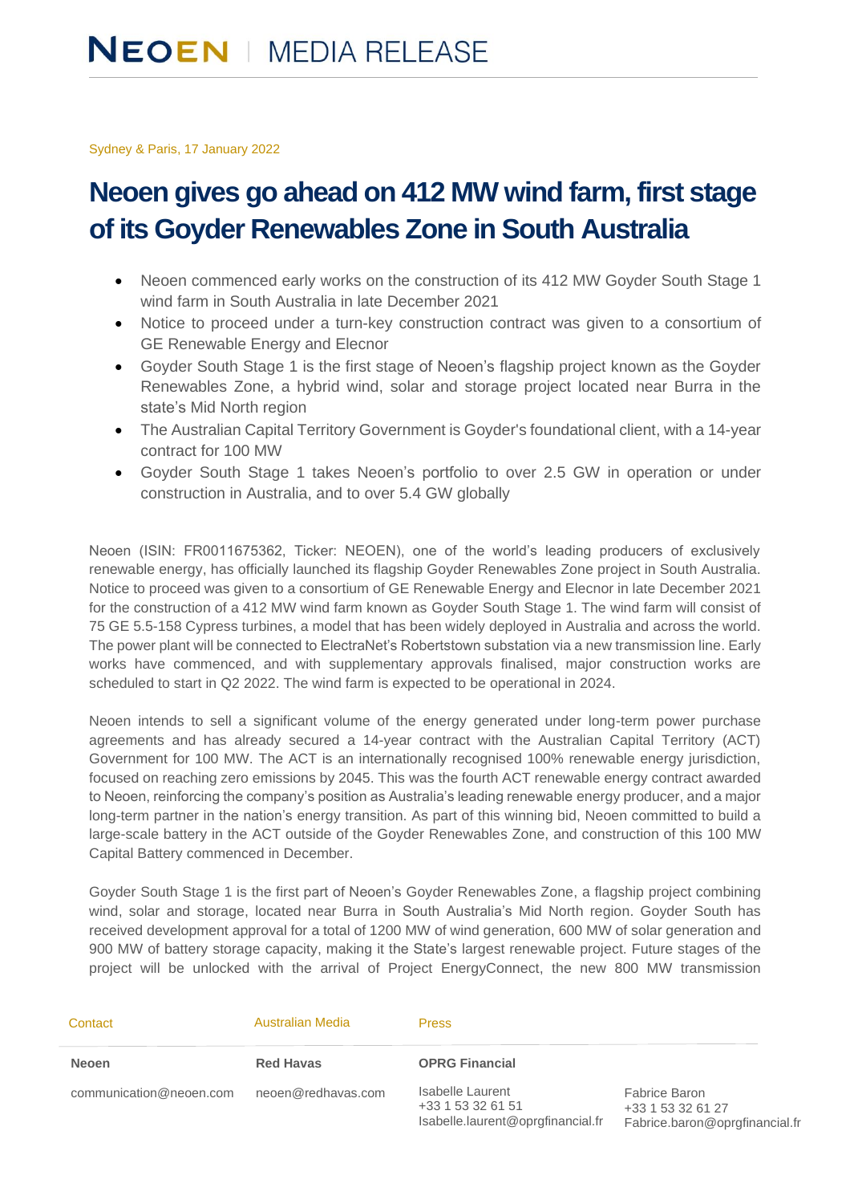NEOEN | MEDIA RELEASE

Sydney & Paris, 17 January 2022

# Neoen gives go ahead on 412 MW wind farm, first stage of its Goyder Renewables Zone in South Australia

- Neoen commenced early works on the construction of its 412 MW Goyder South Stage 1 wind farm in South Australia in late December 2021
- Notice to proceed under a turn-key construction contract was given to a consortium of GE Renewable Energy and Elecnor
- Goyder South Stage 1 is the first stage of Neoen's flagship project known as the Goyder Renewables Zone, a hybrid wind, solar and storage project located near Burra in the state's Mid North region
- The Australian Capital Territory Government is Goyder's foundational client, with a 14-year contract for 100 MW
- Goyder South Stage 1 takes Neoen's portfolio to over 2.5 GW in operation or under construction in Australia, and to over 5.4 GW globally

Neoen (ISIN: FR0011675362, Ticker: NEOEN), one of the world's leading producers of exclusively renewable energy, has officially launched its flagship Goyder Renewables Zone project in South Australia. Notice to proceed was given to a consortium of GE Renewable Energy and Elecnor in late December 2021 for the construction of a 412 MW wind farm known as Goyder South Stage 1. The wind farm will consist of 75 GE 5.5-158 Cypress turbines, a model that has been widely deployed in Australia and across the world. The power plant will be connected to ElectraNet's Robertstown substation via a new transmission line. Early works have commenced, and with supplementary approvals finalised, major construction works are scheduled to start in Q2 2022. The wind farm is expected to be operational in 2024.

Neoen intends to sell a significant volume of the energy generated under long-term power purchase agreements and has already secured a 14-year contract with the Australian Capital Territory (ACT) Government for 100 MW. The ACT is an internationally recognised 100% renewable energy jurisdiction, focused on reaching zero emissions by 2045. This was the fourth ACT renewable energy contract awarded to Neoen, reinforcing the company's position as Australia's leading renewable energy producer, and a major long-term partner in the nation's energy transition. As part of this winning bid, Neoen committed to build a large-scale battery in the ACT outside of the Goyder Renewables Zone, and construction of this 100 MW Capital Battery commenced in December.

Goyder South Stage 1 is the first part of Neoen's Goyder Renewables Zone, a flagship project combining wind, solar and storage, located near Burra in South Australia's Mid North region. Goyder South has received development approval for a total of 1200 MW of wind generation, 600 MW of solar generation and 900 MW of battery storage capacity, making it the State's largest renewable project. Future stages of the project will be unlocked with the arrival of Project EnergyConnect, the new 800 MW transmission

| Contact | Australian Media | Press | |
|---|---|---|---|
| **Neoen** | **Red Havas** | **OPRG Financial** | |
| communication@neoen.com | neoen@redhavas.com | Isabelle Laurent<br>+33 1 53 32 61 51<br>Isabelle.laurent@oprgfinancial.fr | Fabrice Baron<br>+33 1 53 32 61 27<br>Fabrice.baron@oprgfinancial.fr |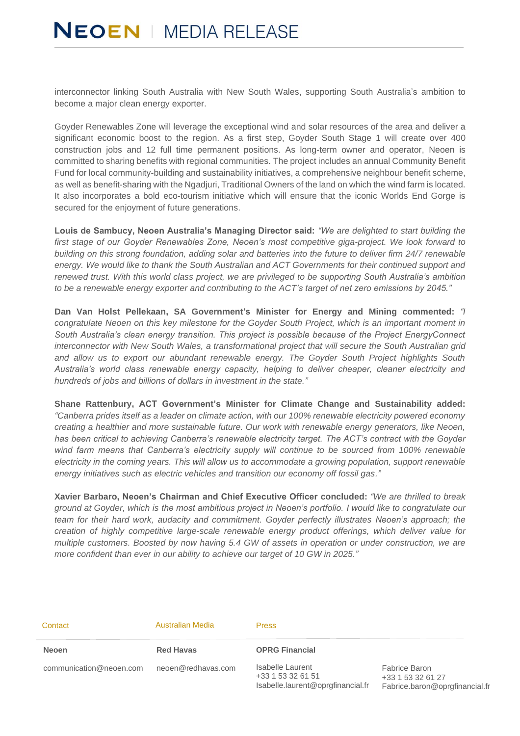interconnector linking South Australia with New South Wales, supporting South Australia's ambition to become a major clean energy exporter.

Goyder Renewables Zone will leverage the exceptional wind and solar resources of the area and deliver a significant economic boost to the region. As a first step, Goyder South Stage 1 will create over 400 construction jobs and 12 full time permanent positions. As long-term owner and operator, Neoen is committed to sharing benefits with regional communities. The project includes an annual Community Benefit Fund for local community-building and sustainability initiatives, a comprehensive neighbour benefit scheme, as well as benefit-sharing with the Ngadjuri, Traditional Owners of the land on which the wind farm is located. It also incorporates a bold eco-tourism initiative which will ensure that the iconic Worlds End Gorge is secured for the enjoyment of future generations.

**Louis de Sambucy, Neoen Australia's Managing Director said:** *"We are delighted to start building the first stage of our Goyder Renewables Zone, Neoen's most competitive giga-project. We look forward to building on this strong foundation, adding solar and batteries into the future to deliver firm 24/7 renewable energy. We would like to thank the South Australian and ACT Governments for their continued support and renewed trust. With this world class project, we are privileged to be supporting South Australia's ambition to be a renewable energy exporter and contributing to the ACT's target of net zero emissions by 2045."*

**Dan Van Holst Pellekaan, SA Government's Minister for Energy and Mining commented:** *"I congratulate Neoen on this key milestone for the Goyder South Project, which is an important moment in South Australia's clean energy transition. This project is possible because of the Project EnergyConnect interconnector with New South Wales, a transformational project that will secure the South Australian grid and allow us to export our abundant renewable energy. The Goyder South Project highlights South Australia's world class renewable energy capacity, helping to deliver cheaper, cleaner electricity and hundreds of jobs and billions of dollars in investment in the state."*

**Shane Rattenbury, ACT Government's Minister for Climate Change and Sustainability added:** *"Canberra prides itself as a leader on climate action, with our 100% renewable electricity powered economy creating a healthier and more sustainable future. Our work with renewable energy generators, like Neoen, has been critical to achieving Canberra's renewable electricity target. The ACT's contract with the Goyder wind farm means that Canberra's electricity supply will continue to be sourced from 100% renewable electricity in the coming years. This will allow us to accommodate a growing population, support renewable energy initiatives such as electric vehicles and transition our economy off fossil gas."*

**Xavier Barbaro, Neoen's Chairman and Chief Executive Officer concluded:** *"We are thrilled to break ground at Goyder, which is the most ambitious project in Neoen's portfolio. I would like to congratulate our team for their hard work, audacity and commitment. Goyder perfectly illustrates Neoen's approach; the creation of highly competitive large-scale renewable energy product offerings, which deliver value for multiple customers. Boosted by now having 5.4 GW of assets in operation or under construction, we are more confident than ever in our ability to achieve our target of 10 GW in 2025."*

| Contact | Australian Media | Press | |
|---|---|---|---|
| **Neoen** | **Red Havas** | **OPRG Financial** | |
| communication@neoen.com | neoen@redhavas.com | Isabelle Laurent<br>+33 1 53 32 61 51<br>Isabelle.laurent@oprgfinancial.fr | Fabrice Baron<br>+33 1 53 32 61 27<br>Fabrice.baron@oprgfinancial.fr |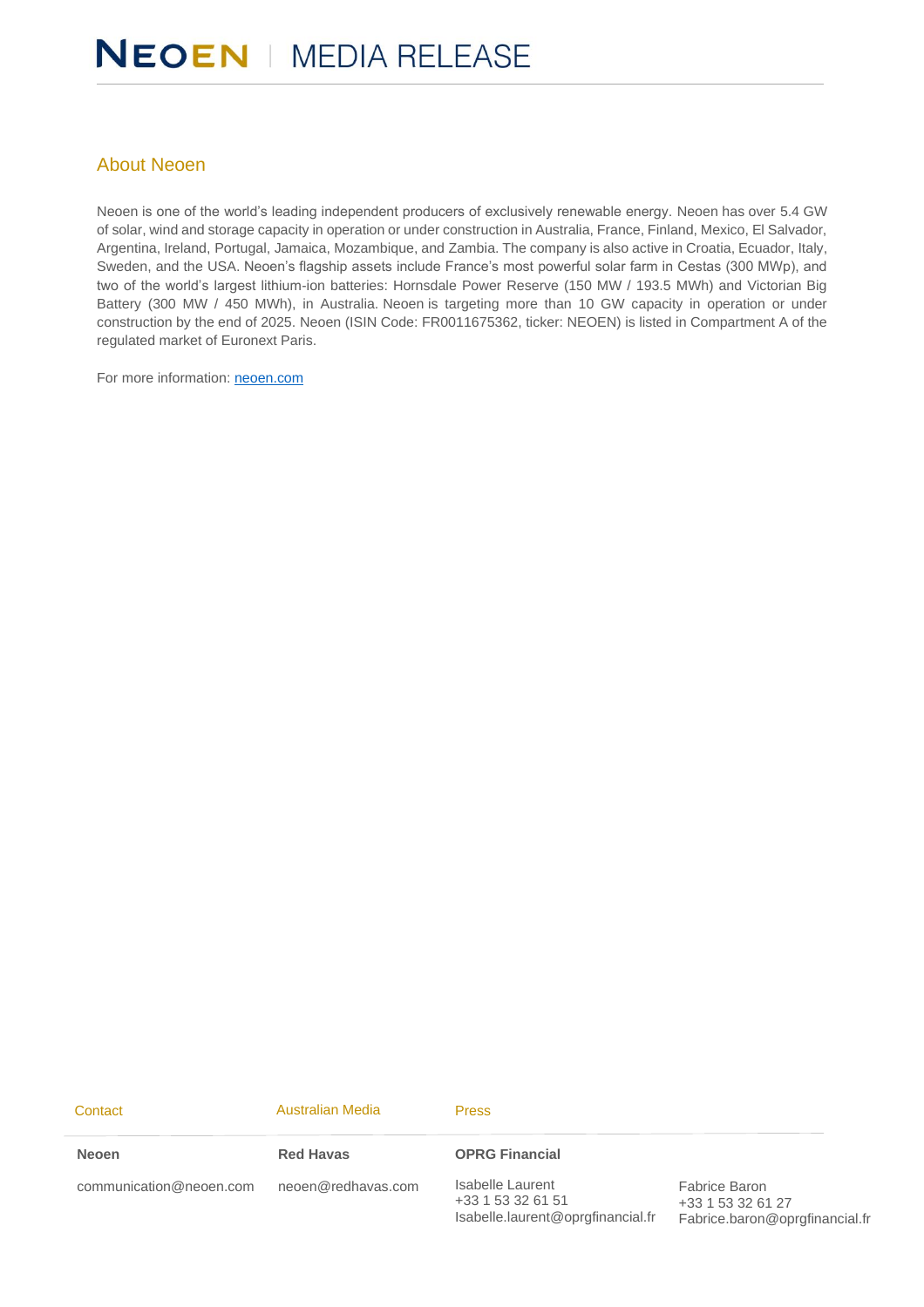## About Neoen

Neoen is one of the world's leading independent producers of exclusively renewable energy. Neoen has over 5.4 GW of solar, wind and storage capacity in operation or under construction in Australia, France, Finland, Mexico, El Salvador, Argentina, Ireland, Portugal, Jamaica, Mozambique, and Zambia. The company is also active in Croatia, Ecuador, Italy, Sweden, and the USA. Neoen's flagship assets include France's most powerful solar farm in Cestas (300 MWp), and two of the world's largest lithium-ion batteries: Hornsdale Power Reserve (150 MW / 193.5 MWh) and Victorian Big Battery (300 MW / 450 MWh), in Australia. Neoen is targeting more than 10 GW capacity in operation or under construction by the end of 2025. Neoen (ISIN Code: FR0011675362, ticker: NEOEN) is listed in Compartment A of the regulated market of Euronext Paris.

For more information: [neoen.com](https://neoen.com)

| Contact | Australian Media | Press | |
|---|---|---|---|
| **Neoen** | **Red Havas** | **OPRG Financial** | |
| communication@neoen.com | neoen@redhavas.com | Isabelle Laurent<br>+33 1 53 32 61 51<br>Isabelle.laurent@oprgfinancial.fr | Fabrice Baron<br>+33 1 53 32 61 27<br>Fabrice.baron@oprgfinancial.fr |